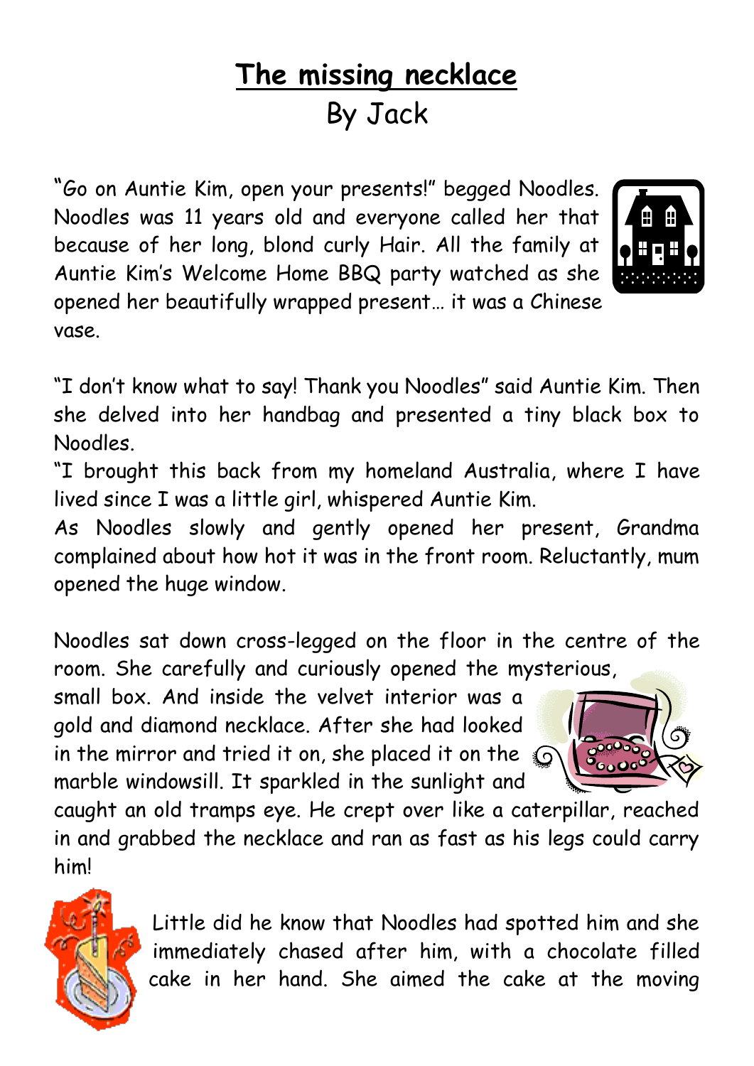# The missing necklace

By Jack

"Go on Auntie Kim, open your presents!" begged Noodles. Noodles was 11 years old and everyone called her that because of her long, blond curly Hair. All the family at Auntie Kim's Welcome Home BBQ party watched as she opened her beautifully wrapped present… it was a Chinese vase.

"I don't know what to say! Thank you Noodles" said Auntie Kim. Then she delved into her handbag and presented a tiny black box to Noodles.
"I brought this back from my homeland Australia, where I have lived since I was a little girl, whispered Auntie Kim.
As Noodles slowly and gently opened her present, Grandma complained about how hot it was in the front room. Reluctantly, mum opened the huge window.

Noodles sat down cross-legged on the floor in the centre of the room. She carefully and curiously opened the mysterious, small box. And inside the velvet interior was a gold and diamond necklace. After she had looked in the mirror and tried it on, she placed it on the marble windowsill. It sparkled in the sunlight and caught an old tramps eye. He crept over like a caterpillar, reached in and grabbed the necklace and ran as fast as his legs could carry him!

Little did he know that Noodles had spotted him and she immediately chased after him, with a chocolate filled cake in her hand. She aimed the cake at the moving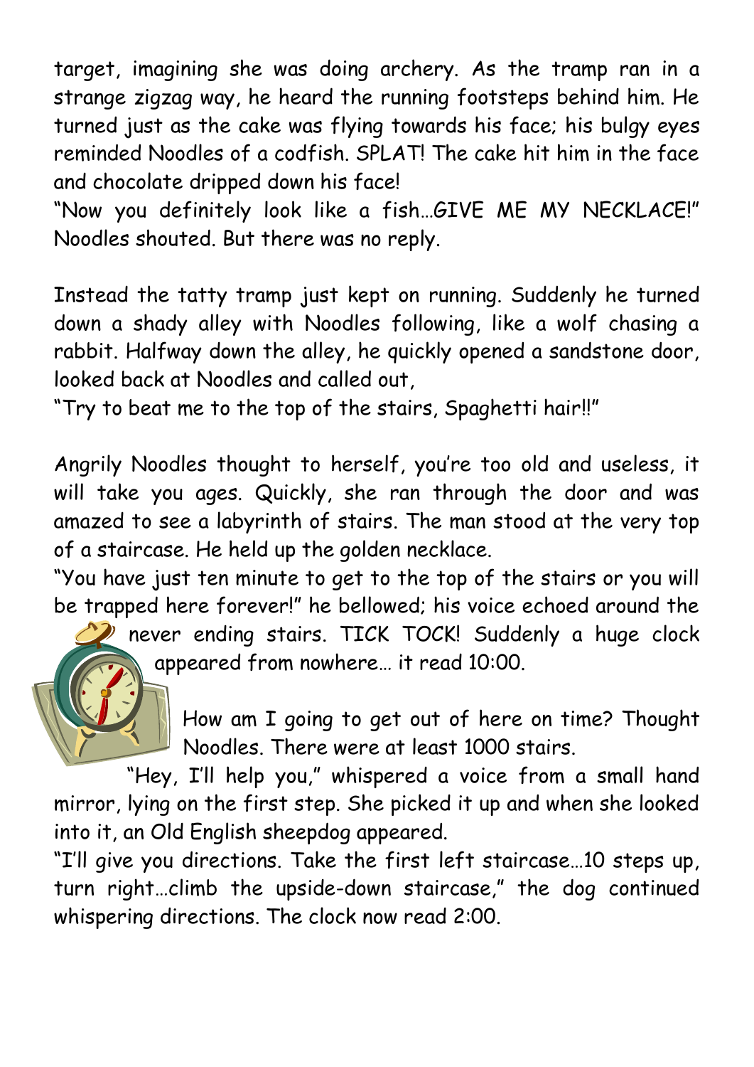target, imagining she was doing archery. As the tramp ran in a strange zigzag way, he heard the running footsteps behind him. He turned just as the cake was flying towards his face; his bulgy eyes reminded Noodles of a codfish. SPLAT! The cake hit him in the face and chocolate dripped down his face!

"Now you definitely look like a fish…GIVE ME MY NECKLACE!" Noodles shouted. But there was no reply.

Instead the tatty tramp just kept on running. Suddenly he turned down a shady alley with Noodles following, like a wolf chasing a rabbit. Halfway down the alley, he quickly opened a sandstone door, looked back at Noodles and called out,

"Try to beat me to the top of the stairs, Spaghetti hair!!"

Angrily Noodles thought to herself, you're too old and useless, it will take you ages. Quickly, she ran through the door and was amazed to see a labyrinth of stairs. The man stood at the very top of a staircase. He held up the golden necklace.

"You have just ten minute to get to the top of the stairs or you will be trapped here forever!" he bellowed; his voice echoed around the never ending stairs. TICK TOCK! Suddenly a huge clock appeared from nowhere… it read 10:00.

How am I going to get out of here on time? Thought Noodles. There were at least 1000 stairs.

"Hey, I'll help you," whispered a voice from a small hand mirror, lying on the first step. She picked it up and when she looked into it, an Old English sheepdog appeared.

"I'll give you directions. Take the first left staircase…10 steps up, turn right…climb the upside-down staircase," the dog continued whispering directions. The clock now read 2:00.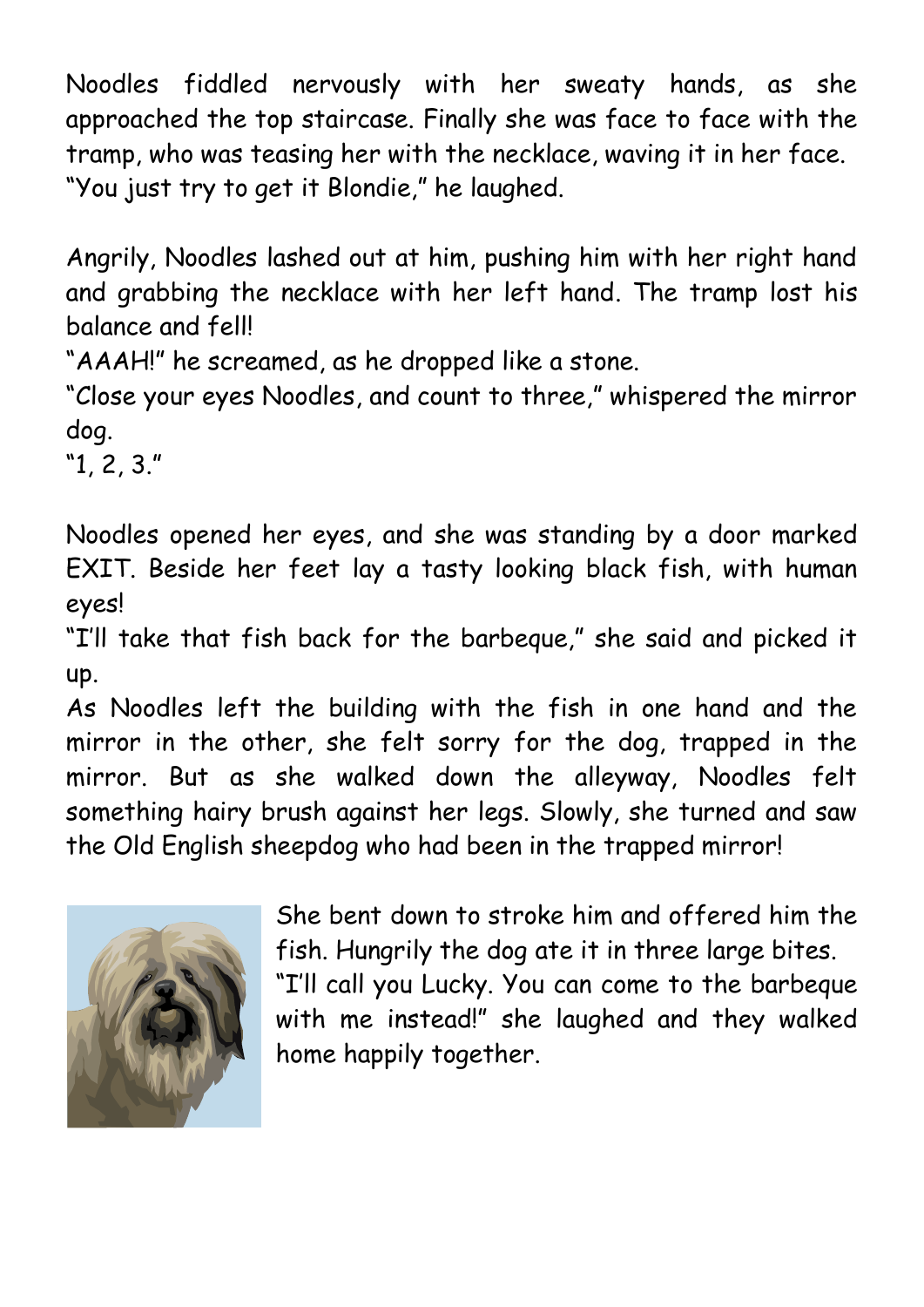Noodles fiddled nervously with her sweaty hands, as she approached the top staircase. Finally she was face to face with the tramp, who was teasing her with the necklace, waving it in her face.
"You just try to get it Blondie," he laughed.

Angrily, Noodles lashed out at him, pushing him with her right hand and grabbing the necklace with her left hand. The tramp lost his balance and fell!
"AAAH!" he screamed, as he dropped like a stone.
"Close your eyes Noodles, and count to three," whispered the mirror dog.
"1, 2, 3."

Noodles opened her eyes, and she was standing by a door marked EXIT. Beside her feet lay a tasty looking black fish, with human eyes!
"I'll take that fish back for the barbeque," she said and picked it up.
As Noodles left the building with the fish in one hand and the mirror in the other, she felt sorry for the dog, trapped in the mirror. But as she walked down the alleyway, Noodles felt something hairy brush against her legs. Slowly, she turned and saw the Old English sheepdog who had been in the trapped mirror!

She bent down to stroke him and offered him the fish. Hungrily the dog ate it in three large bites.
"I'll call you Lucky. You can come to the barbeque with me instead!" she laughed and they walked home happily together.